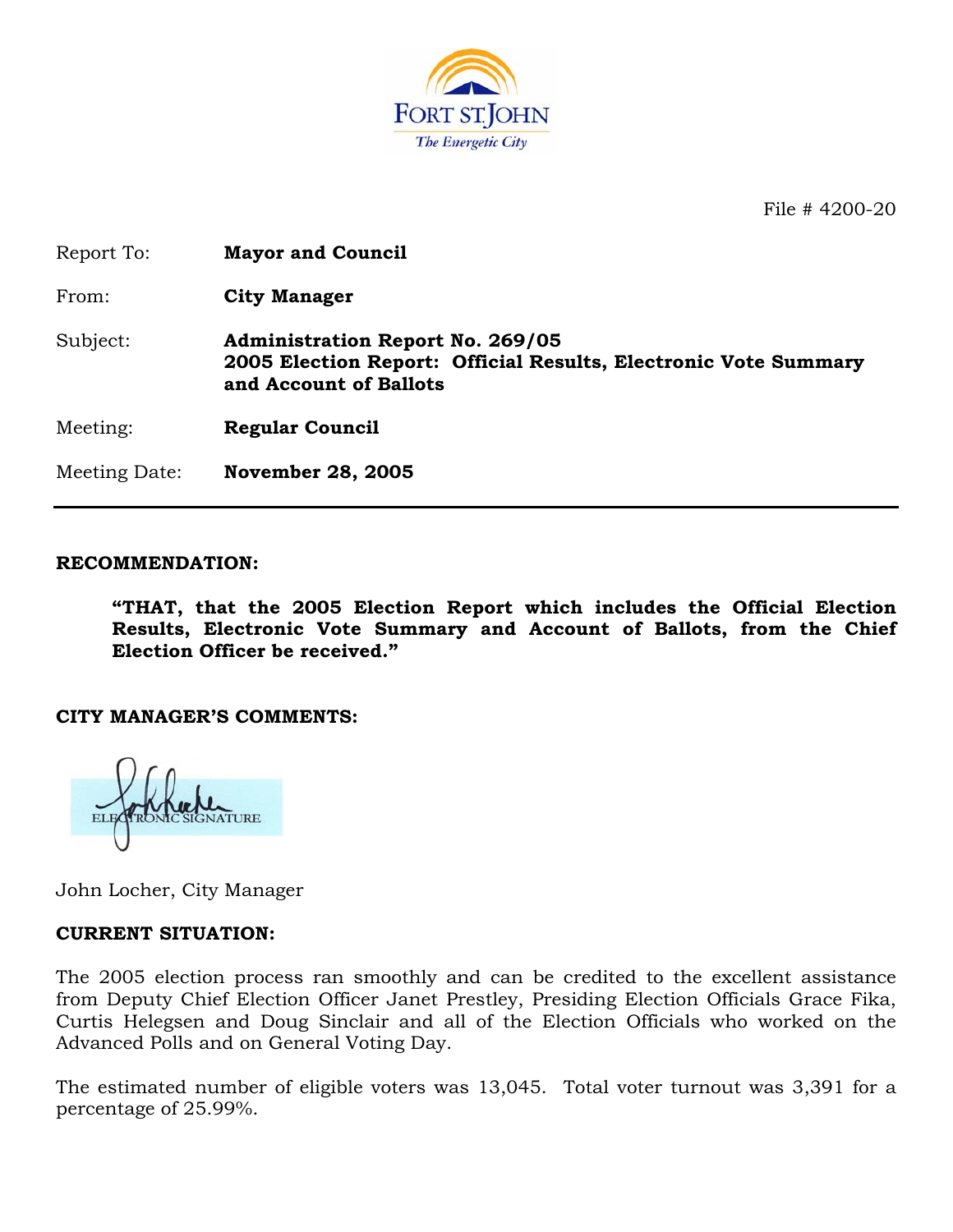File # 4200-20

| | |
|---|---|
| Report To: | **Mayor and Council** |
| From: | **City Manager** |
| Subject: | **Administration Report No. 269/05**<br>**2005 Election Report: Official Results, Electronic Vote Summary and Account of Ballots** |
| Meeting: | **Regular Council** |
| Meeting Date: | **November 28, 2005** |

## RECOMMENDATION:

> **"THAT, that the 2005 Election Report which includes the Official Election Results, Electronic Vote Summary and Account of Ballots, from the Chief Election Officer be received."**

## CITY MANAGER'S COMMENTS:

ELECTRONIC SIGNATURE

John Locher, City Manager

## CURRENT SITUATION:

The 2005 election process ran smoothly and can be credited to the excellent assistance from Deputy Chief Election Officer Janet Prestley, Presiding Election Officials Grace Fika, Curtis Helegsen and Doug Sinclair and all of the Election Officials who worked on the Advanced Polls and on General Voting Day.

The estimated number of eligible voters was 13,045. Total voter turnout was 3,391 for a percentage of 25.99%.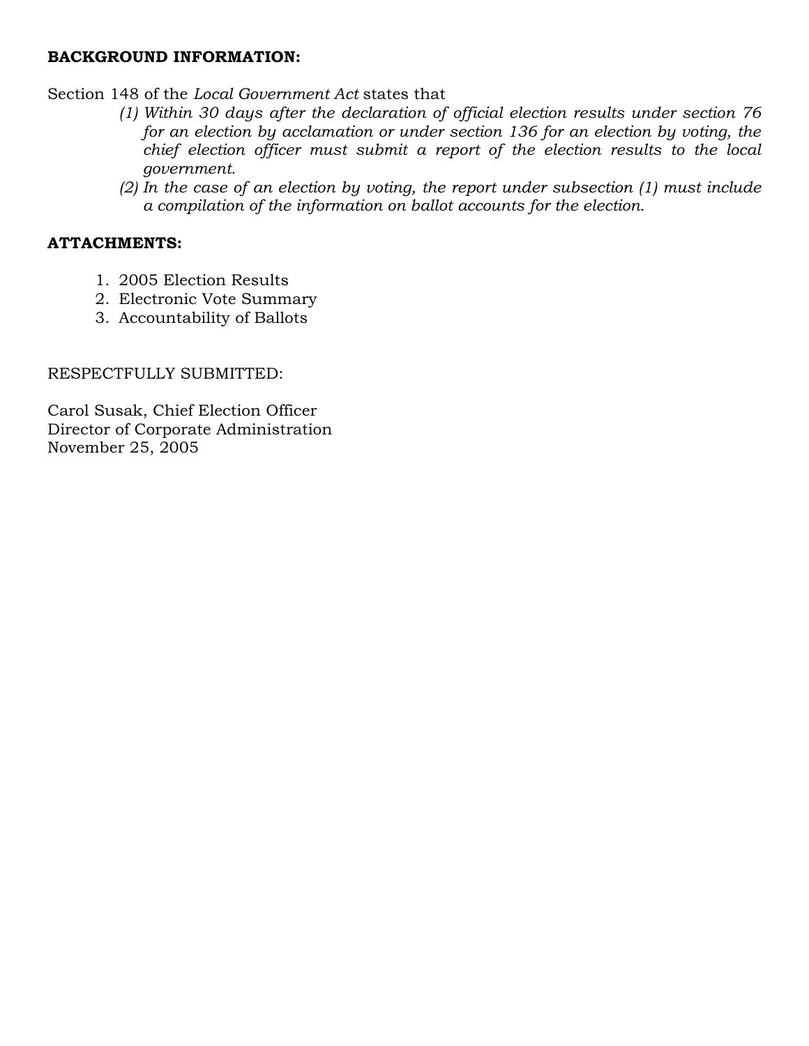**BACKGROUND INFORMATION:**

Section 148 of the *Local Government Act* states that

> *(1) Within 30 days after the declaration of official election results under section 76 for an election by acclamation or under section 136 for an election by voting, the chief election officer must submit a report of the election results to the local government.*
>
> *(2) In the case of an election by voting, the report under subsection (1) must include a compilation of the information on ballot accounts for the election.*

**ATTACHMENTS:**

1. 2005 Election Results
2. Electronic Vote Summary
3. Accountability of Ballots

RESPECTFULLY SUBMITTED:

Carol Susak, Chief Election Officer
Director of Corporate Administration
November 25, 2005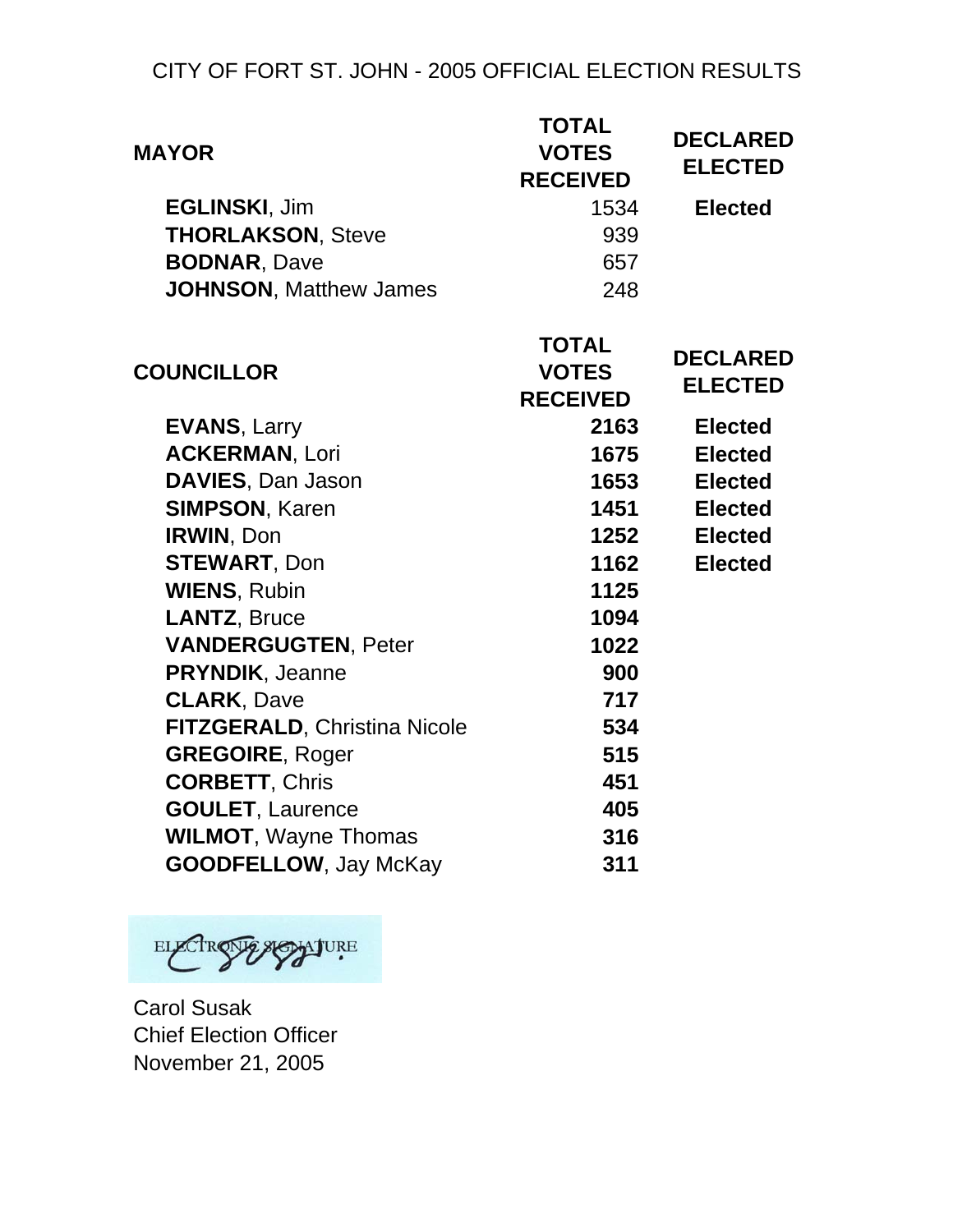# CITY OF FORT ST. JOHN - 2005 OFFICIAL ELECTION RESULTS

| MAYOR | TOTAL VOTES RECEIVED | DECLARED ELECTED |
|---|---|---|
| **EGLINSKI**, Jim | 1534 | **Elected** |
| **THORLAKSON**, Steve | 939 | |
| **BODNAR**, Dave | 657 | |
| **JOHNSON**, Matthew James | 248 | |

| COUNCILLOR | TOTAL VOTES RECEIVED | DECLARED ELECTED |
|---|---|---|
| **EVANS**, Larry | **2163** | **Elected** |
| **ACKERMAN**, Lori | **1675** | **Elected** |
| **DAVIES**, Dan Jason | **1653** | **Elected** |
| **SIMPSON**, Karen | **1451** | **Elected** |
| **IRWIN**, Don | **1252** | **Elected** |
| **STEWART**, Don | **1162** | **Elected** |
| **WIENS**, Rubin | **1125** | |
| **LANTZ**, Bruce | **1094** | |
| **VANDERGUGTEN**, Peter | **1022** | |
| **PRYNDIK**, Jeanne | **900** | |
| **CLARK**, Dave | **717** | |
| **FITZGERALD**, Christina Nicole | **534** | |
| **GREGOIRE**, Roger | **515** | |
| **CORBETT**, Chris | **451** | |
| **GOULET**, Laurence | **405** | |
| **WILMOT**, Wayne Thomas | **316** | |
| **GOODFELLOW**, Jay McKay | **311** | |

ELECTRONIC SIGNATURE

Carol Susak
Chief Election Officer
November 21, 2005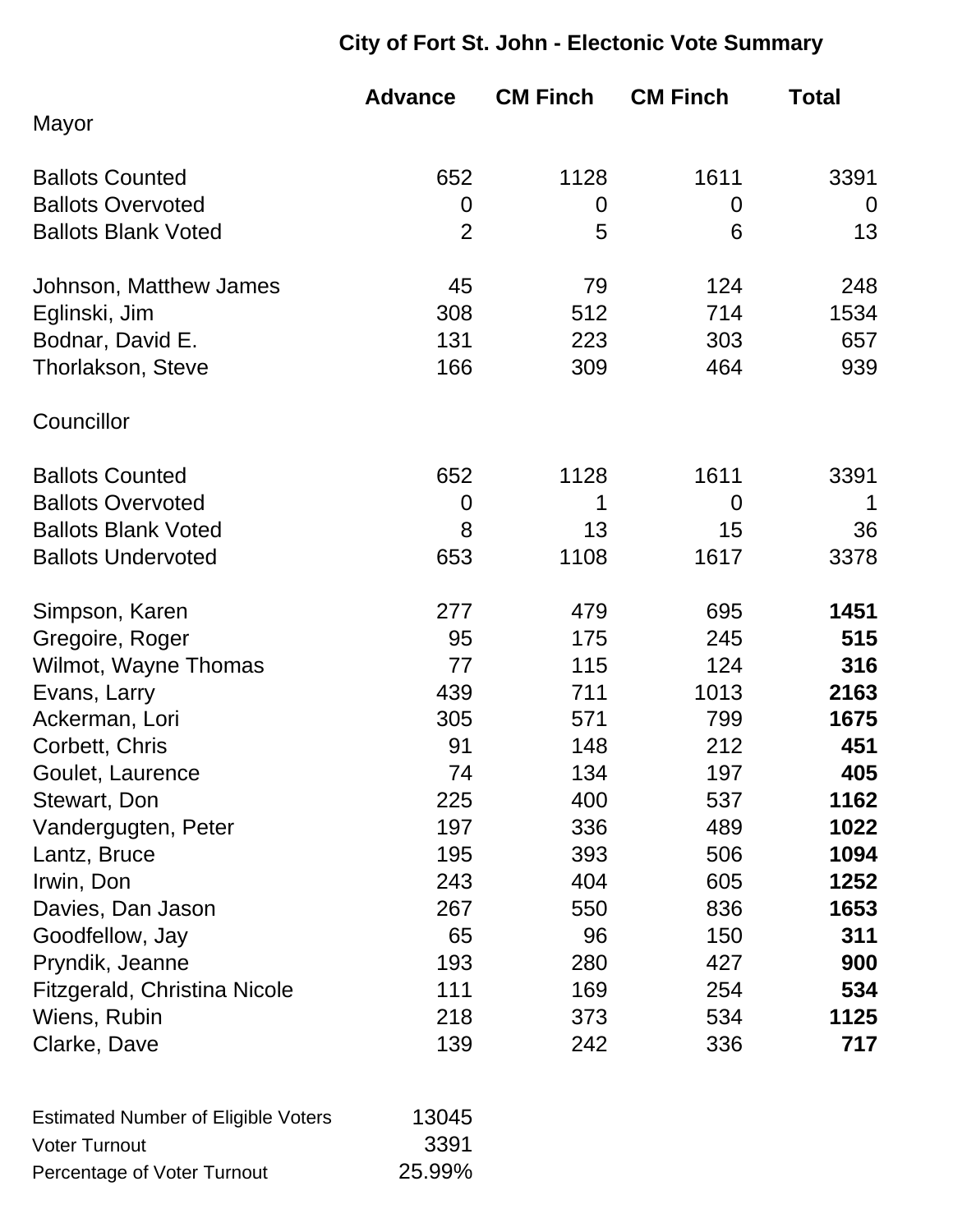## City of Fort St. John - Electonic Vote Summary

| | Advance | CM Finch | CM Finch | Total |
|---|---|---|---|---|
| **Mayor** | | | | |
| Ballots Counted | 652 | 1128 | 1611 | 3391 |
| Ballots Overvoted | 0 | 0 | 0 | 0 |
| Ballots Blank Voted | 2 | 5 | 6 | 13 |
| Johnson, Matthew James | 45 | 79 | 124 | 248 |
| Eglinski, Jim | 308 | 512 | 714 | 1534 |
| Bodnar, David E. | 131 | 223 | 303 | 657 |
| Thorlakson, Steve | 166 | 309 | 464 | 939 |
| **Councillor** | | | | |
| Ballots Counted | 652 | 1128 | 1611 | 3391 |
| Ballots Overvoted | 0 | 1 | 0 | 1 |
| Ballots Blank Voted | 8 | 13 | 15 | 36 |
| Ballots Undervoted | 653 | 1108 | 1617 | 3378 |
| Simpson, Karen | 277 | 479 | 695 | **1451** |
| Gregoire, Roger | 95 | 175 | 245 | **515** |
| Wilmot, Wayne Thomas | 77 | 115 | 124 | **316** |
| Evans, Larry | 439 | 711 | 1013 | **2163** |
| Ackerman, Lori | 305 | 571 | 799 | **1675** |
| Corbett, Chris | 91 | 148 | 212 | **451** |
| Goulet, Laurence | 74 | 134 | 197 | **405** |
| Stewart, Don | 225 | 400 | 537 | **1162** |
| Vandergugten, Peter | 197 | 336 | 489 | **1022** |
| Lantz, Bruce | 195 | 393 | 506 | **1094** |
| Irwin, Don | 243 | 404 | 605 | **1252** |
| Davies, Dan Jason | 267 | 550 | 836 | **1653** |
| Goodfellow, Jay | 65 | 96 | 150 | **311** |
| Pryndik, Jeanne | 193 | 280 | 427 | **900** |
| Fitzgerald, Christina Nicole | 111 | 169 | 254 | **534** |
| Wiens, Rubin | 218 | 373 | 534 | **1125** |
| Clarke, Dave | 139 | 242 | 336 | **717** |

| | |
|---|---|
| Estimated Number of Eligible Voters | 13045 |
| Voter Turnout | 3391 |
| Percentage of Voter Turnout | 25.99% |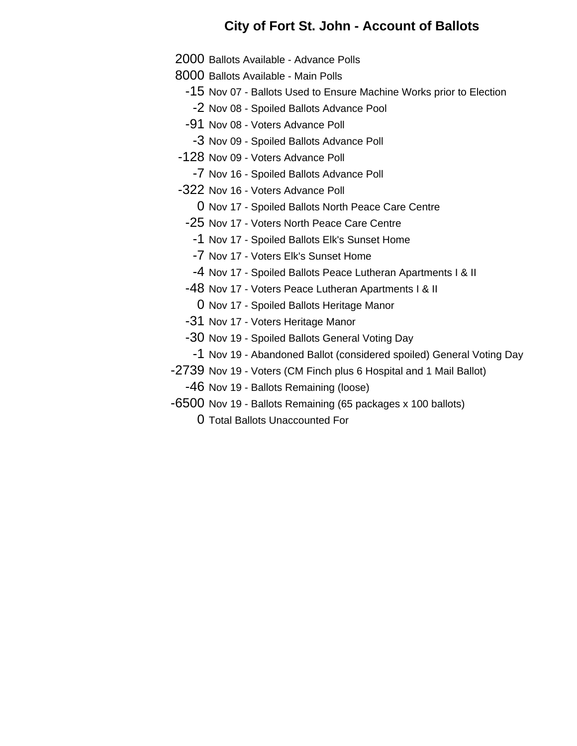# City of Fort St. John - Account of Ballots

| | |
|---|---|
| 2000 | Ballots Available - Advance Polls |
| 8000 | Ballots Available - Main Polls |
| -15 | Nov 07 - Ballots Used to Ensure Machine Works prior to Election |
| -2 | Nov 08 - Spoiled Ballots Advance Pool |
| -91 | Nov 08 - Voters Advance Poll |
| -3 | Nov 09 - Spoiled Ballots Advance Poll |
| -128 | Nov 09 - Voters Advance Poll |
| -7 | Nov 16 - Spoiled Ballots Advance Poll |
| -322 | Nov 16 - Voters Advance Poll |
| 0 | Nov 17 - Spoiled Ballots North Peace Care Centre |
| -25 | Nov 17 - Voters North Peace Care Centre |
| -1 | Nov 17 - Spoiled Ballots Elk's Sunset Home |
| -7 | Nov 17 - Voters Elk's Sunset Home |
| -4 | Nov 17 - Spoiled Ballots Peace Lutheran Apartments I & II |
| -48 | Nov 17 - Voters Peace Lutheran Apartments I & II |
| 0 | Nov 17 - Spoiled Ballots Heritage Manor |
| -31 | Nov 17 - Voters Heritage Manor |
| -30 | Nov 19 - Spoiled Ballots General Voting Day |
| -1 | Nov 19 - Abandoned Ballot (considered spoiled) General Voting Day |
| -2739 | Nov 19 - Voters (CM Finch plus 6 Hospital and 1 Mail Ballot) |
| -46 | Nov 19 - Ballots Remaining (loose) |
| -6500 | Nov 19 - Ballots Remaining (65 packages x 100 ballots) |
| 0 | Total Ballots Unaccounted For |